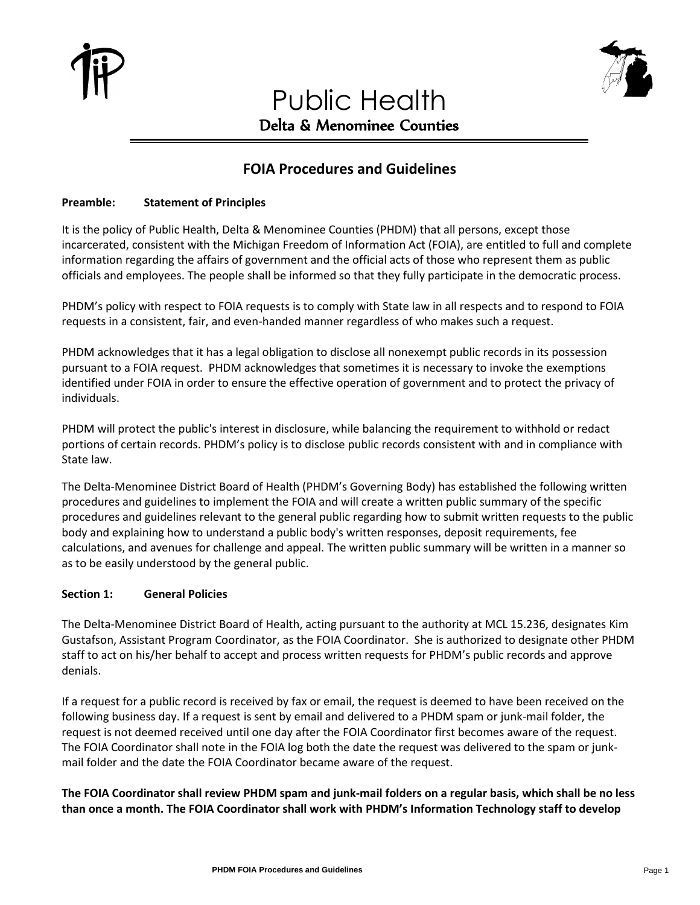# Public Health

## Delta & Menominee Counties

## FOIA Procedures and Guidelines

**Preamble: Statement of Principles**

It is the policy of Public Health, Delta & Menominee Counties (PHDM) that all persons, except those incarcerated, consistent with the Michigan Freedom of Information Act (FOIA), are entitled to full and complete information regarding the affairs of government and the official acts of those who represent them as public officials and employees. The people shall be informed so that they fully participate in the democratic process.

PHDM's policy with respect to FOIA requests is to comply with State law in all respects and to respond to FOIA requests in a consistent, fair, and even-handed manner regardless of who makes such a request.

PHDM acknowledges that it has a legal obligation to disclose all nonexempt public records in its possession pursuant to a FOIA request. PHDM acknowledges that sometimes it is necessary to invoke the exemptions identified under FOIA in order to ensure the effective operation of government and to protect the privacy of individuals.

PHDM will protect the public's interest in disclosure, while balancing the requirement to withhold or redact portions of certain records. PHDM's policy is to disclose public records consistent with and in compliance with State law.

The Delta-Menominee District Board of Health (PHDM's Governing Body) has established the following written procedures and guidelines to implement the FOIA and will create a written public summary of the specific procedures and guidelines relevant to the general public regarding how to submit written requests to the public body and explaining how to understand a public body's written responses, deposit requirements, fee calculations, and avenues for challenge and appeal. The written public summary will be written in a manner so as to be easily understood by the general public.

**Section 1: General Policies**

The Delta-Menominee District Board of Health, acting pursuant to the authority at MCL 15.236, designates Kim Gustafson, Assistant Program Coordinator, as the FOIA Coordinator. She is authorized to designate other PHDM staff to act on his/her behalf to accept and process written requests for PHDM's public records and approve denials.

If a request for a public record is received by fax or email, the request is deemed to have been received on the following business day. If a request is sent by email and delivered to a PHDM spam or junk-mail folder, the request is not deemed received until one day after the FOIA Coordinator first becomes aware of the request. The FOIA Coordinator shall note in the FOIA log both the date the request was delivered to the spam or junk-mail folder and the date the FOIA Coordinator became aware of the request.

**The FOIA Coordinator shall review PHDM spam and junk-mail folders on a regular basis, which shall be no less than once a month. The FOIA Coordinator shall work with PHDM's Information Technology staff to develop**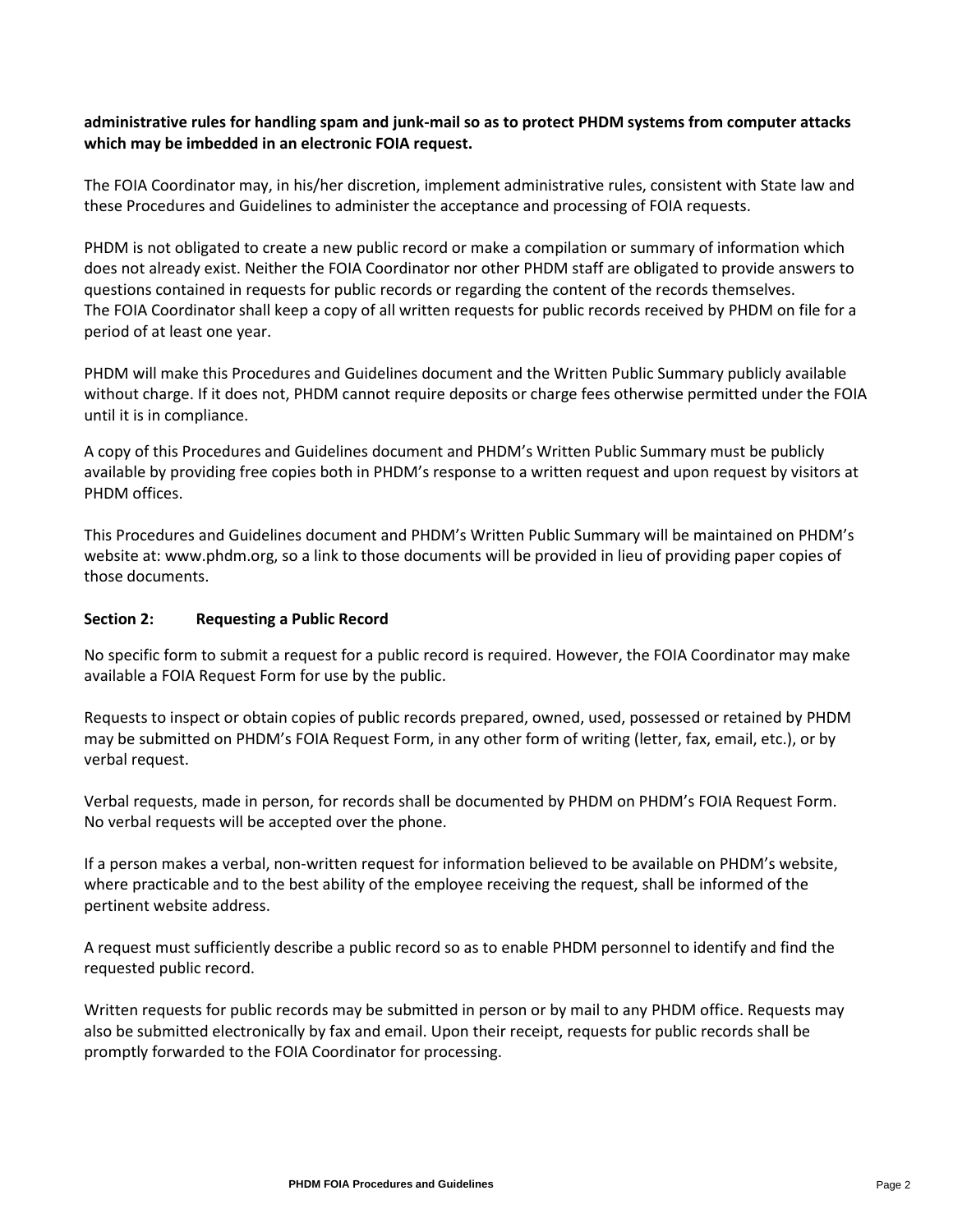**administrative rules for handling spam and junk-mail so as to protect PHDM systems from computer attacks which may be imbedded in an electronic FOIA request.**

The FOIA Coordinator may, in his/her discretion, implement administrative rules, consistent with State law and these Procedures and Guidelines to administer the acceptance and processing of FOIA requests.

PHDM is not obligated to create a new public record or make a compilation or summary of information which does not already exist. Neither the FOIA Coordinator nor other PHDM staff are obligated to provide answers to questions contained in requests for public records or regarding the content of the records themselves. The FOIA Coordinator shall keep a copy of all written requests for public records received by PHDM on file for a period of at least one year.

PHDM will make this Procedures and Guidelines document and the Written Public Summary publicly available without charge. If it does not, PHDM cannot require deposits or charge fees otherwise permitted under the FOIA until it is in compliance.

A copy of this Procedures and Guidelines document and PHDM's Written Public Summary must be publicly available by providing free copies both in PHDM's response to a written request and upon request by visitors at PHDM offices.

This Procedures and Guidelines document and PHDM's Written Public Summary will be maintained on PHDM's website at: www.phdm.org, so a link to those documents will be provided in lieu of providing paper copies of those documents.

## Section 2: Requesting a Public Record

No specific form to submit a request for a public record is required. However, the FOIA Coordinator may make available a FOIA Request Form for use by the public.

Requests to inspect or obtain copies of public records prepared, owned, used, possessed or retained by PHDM may be submitted on PHDM's FOIA Request Form, in any other form of writing (letter, fax, email, etc.), or by verbal request.

Verbal requests, made in person, for records shall be documented by PHDM on PHDM's FOIA Request Form. No verbal requests will be accepted over the phone.

If a person makes a verbal, non-written request for information believed to be available on PHDM's website, where practicable and to the best ability of the employee receiving the request, shall be informed of the pertinent website address.

A request must sufficiently describe a public record so as to enable PHDM personnel to identify and find the requested public record.

Written requests for public records may be submitted in person or by mail to any PHDM office. Requests may also be submitted electronically by fax and email. Upon their receipt, requests for public records shall be promptly forwarded to the FOIA Coordinator for processing.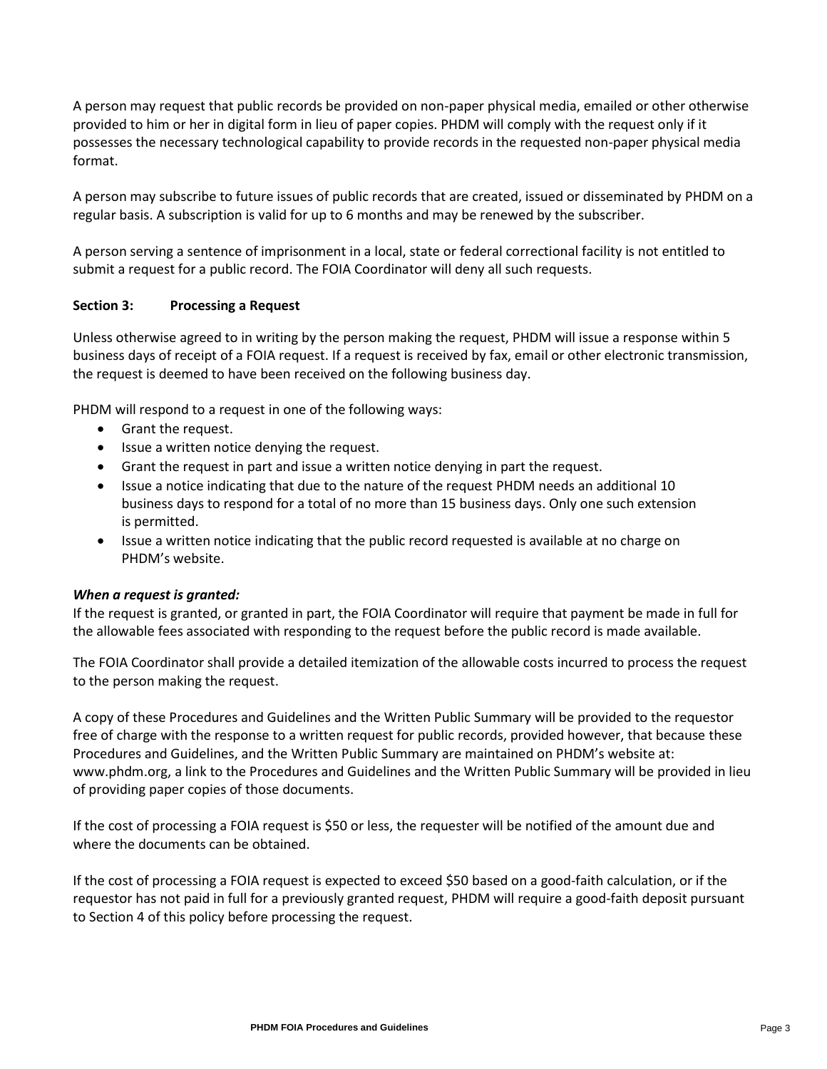A person may request that public records be provided on non-paper physical media, emailed or other otherwise provided to him or her in digital form in lieu of paper copies. PHDM will comply with the request only if it possesses the necessary technological capability to provide records in the requested non-paper physical media format.

A person may subscribe to future issues of public records that are created, issued or disseminated by PHDM on a regular basis. A subscription is valid for up to 6 months and may be renewed by the subscriber.

A person serving a sentence of imprisonment in a local, state or federal correctional facility is not entitled to submit a request for a public record. The FOIA Coordinator will deny all such requests.

### Section 3: Processing a Request

Unless otherwise agreed to in writing by the person making the request, PHDM will issue a response within 5 business days of receipt of a FOIA request. If a request is received by fax, email or other electronic transmission, the request is deemed to have been received on the following business day.

PHDM will respond to a request in one of the following ways:

- Grant the request.
- Issue a written notice denying the request.
- Grant the request in part and issue a written notice denying in part the request.
- Issue a notice indicating that due to the nature of the request PHDM needs an additional 10 business days to respond for a total of no more than 15 business days. Only one such extension is permitted.
- Issue a written notice indicating that the public record requested is available at no charge on PHDM's website.

***When a request is granted:***

If the request is granted, or granted in part, the FOIA Coordinator will require that payment be made in full for the allowable fees associated with responding to the request before the public record is made available.

The FOIA Coordinator shall provide a detailed itemization of the allowable costs incurred to process the request to the person making the request.

A copy of these Procedures and Guidelines and the Written Public Summary will be provided to the requestor free of charge with the response to a written request for public records, provided however, that because these Procedures and Guidelines, and the Written Public Summary are maintained on PHDM's website at: www.phdm.org, a link to the Procedures and Guidelines and the Written Public Summary will be provided in lieu of providing paper copies of those documents.

If the cost of processing a FOIA request is $50 or less, the requester will be notified of the amount due and where the documents can be obtained.

If the cost of processing a FOIA request is expected to exceed $50 based on a good-faith calculation, or if the requestor has not paid in full for a previously granted request, PHDM will require a good-faith deposit pursuant to Section 4 of this policy before processing the request.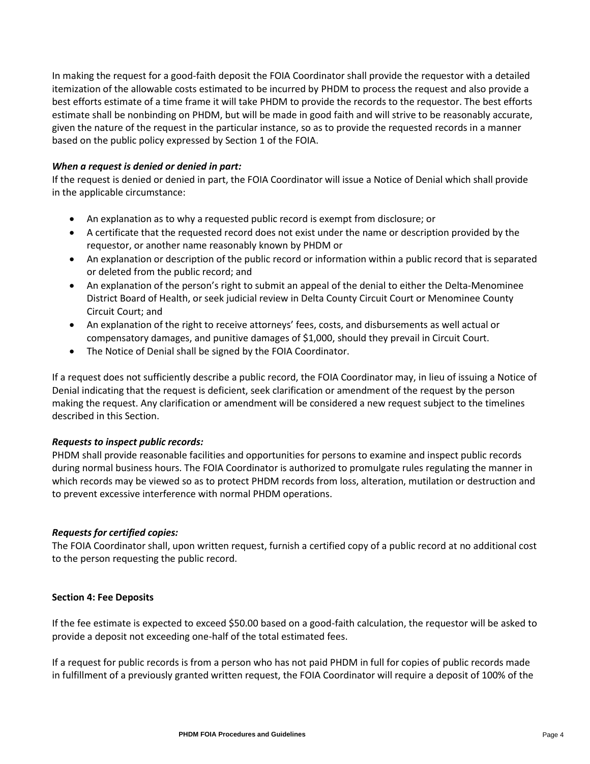In making the request for a good-faith deposit the FOIA Coordinator shall provide the requestor with a detailed itemization of the allowable costs estimated to be incurred by PHDM to process the request and also provide a best efforts estimate of a time frame it will take PHDM to provide the records to the requestor. The best efforts estimate shall be nonbinding on PHDM, but will be made in good faith and will strive to be reasonably accurate, given the nature of the request in the particular instance, so as to provide the requested records in a manner based on the public policy expressed by Section 1 of the FOIA.

***When a request is denied or denied in part:***

If the request is denied or denied in part, the FOIA Coordinator will issue a Notice of Denial which shall provide in the applicable circumstance:

- An explanation as to why a requested public record is exempt from disclosure; or
- A certificate that the requested record does not exist under the name or description provided by the requestor, or another name reasonably known by PHDM or
- An explanation or description of the public record or information within a public record that is separated or deleted from the public record; and
- An explanation of the person's right to submit an appeal of the denial to either the Delta-Menominee District Board of Health, or seek judicial review in Delta County Circuit Court or Menominee County Circuit Court; and
- An explanation of the right to receive attorneys' fees, costs, and disbursements as well actual or compensatory damages, and punitive damages of $1,000, should they prevail in Circuit Court.
- The Notice of Denial shall be signed by the FOIA Coordinator.

If a request does not sufficiently describe a public record, the FOIA Coordinator may, in lieu of issuing a Notice of Denial indicating that the request is deficient, seek clarification or amendment of the request by the person making the request. Any clarification or amendment will be considered a new request subject to the timelines described in this Section.

***Requests to inspect public records:***

PHDM shall provide reasonable facilities and opportunities for persons to examine and inspect public records during normal business hours. The FOIA Coordinator is authorized to promulgate rules regulating the manner in which records may be viewed so as to protect PHDM records from loss, alteration, mutilation or destruction and to prevent excessive interference with normal PHDM operations.

***Requests for certified copies:***

The FOIA Coordinator shall, upon written request, furnish a certified copy of a public record at no additional cost to the person requesting the public record.

**Section 4: Fee Deposits**

If the fee estimate is expected to exceed $50.00 based on a good-faith calculation, the requestor will be asked to provide a deposit not exceeding one-half of the total estimated fees.

If a request for public records is from a person who has not paid PHDM in full for copies of public records made in fulfillment of a previously granted written request, the FOIA Coordinator will require a deposit of 100% of the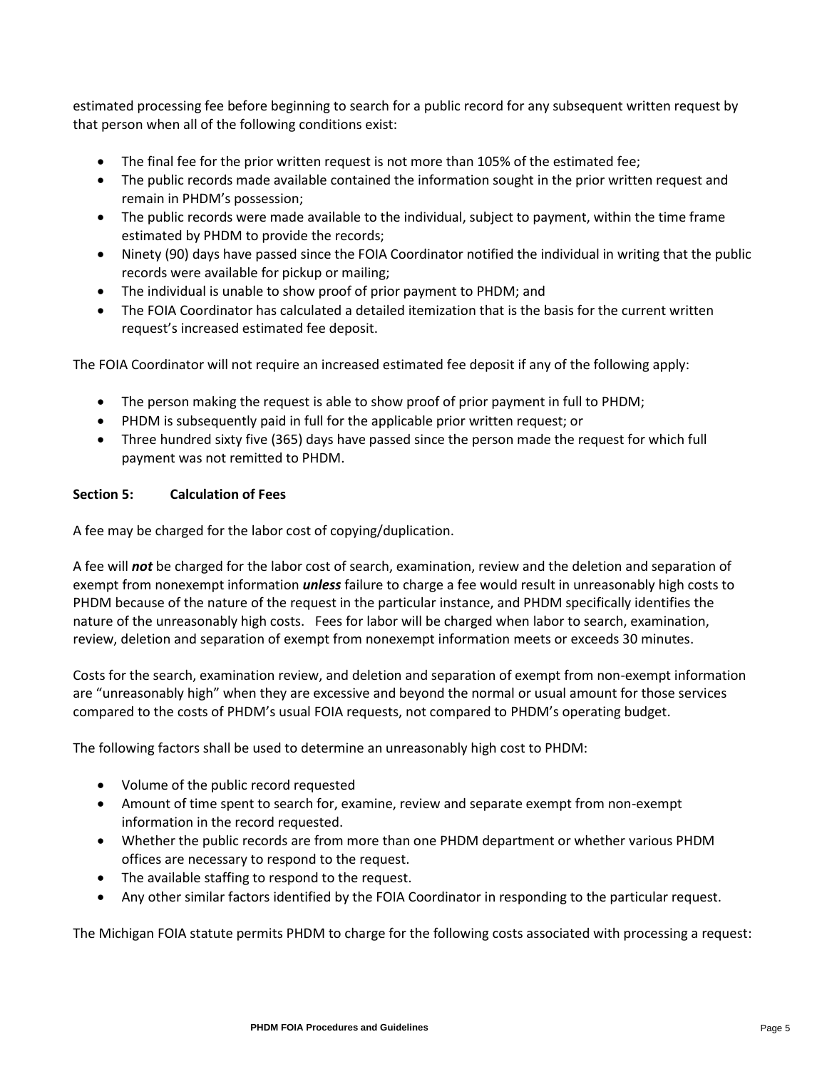estimated processing fee before beginning to search for a public record for any subsequent written request by that person when all of the following conditions exist:

- The final fee for the prior written request is not more than 105% of the estimated fee;
- The public records made available contained the information sought in the prior written request and remain in PHDM's possession;
- The public records were made available to the individual, subject to payment, within the time frame estimated by PHDM to provide the records;
- Ninety (90) days have passed since the FOIA Coordinator notified the individual in writing that the public records were available for pickup or mailing;
- The individual is unable to show proof of prior payment to PHDM; and
- The FOIA Coordinator has calculated a detailed itemization that is the basis for the current written request's increased estimated fee deposit.

The FOIA Coordinator will not require an increased estimated fee deposit if any of the following apply:

- The person making the request is able to show proof of prior payment in full to PHDM;
- PHDM is subsequently paid in full for the applicable prior written request; or
- Three hundred sixty five (365) days have passed since the person made the request for which full payment was not remitted to PHDM.

**Section 5: Calculation of Fees**

A fee may be charged for the labor cost of copying/duplication.

A fee will ***not*** be charged for the labor cost of search, examination, review and the deletion and separation of exempt from nonexempt information ***unless*** failure to charge a fee would result in unreasonably high costs to PHDM because of the nature of the request in the particular instance, and PHDM specifically identifies the nature of the unreasonably high costs. Fees for labor will be charged when labor to search, examination, review, deletion and separation of exempt from nonexempt information meets or exceeds 30 minutes.

Costs for the search, examination review, and deletion and separation of exempt from non-exempt information are "unreasonably high" when they are excessive and beyond the normal or usual amount for those services compared to the costs of PHDM's usual FOIA requests, not compared to PHDM's operating budget.

The following factors shall be used to determine an unreasonably high cost to PHDM:

- Volume of the public record requested
- Amount of time spent to search for, examine, review and separate exempt from non-exempt information in the record requested.
- Whether the public records are from more than one PHDM department or whether various PHDM offices are necessary to respond to the request.
- The available staffing to respond to the request.
- Any other similar factors identified by the FOIA Coordinator in responding to the particular request.

The Michigan FOIA statute permits PHDM to charge for the following costs associated with processing a request: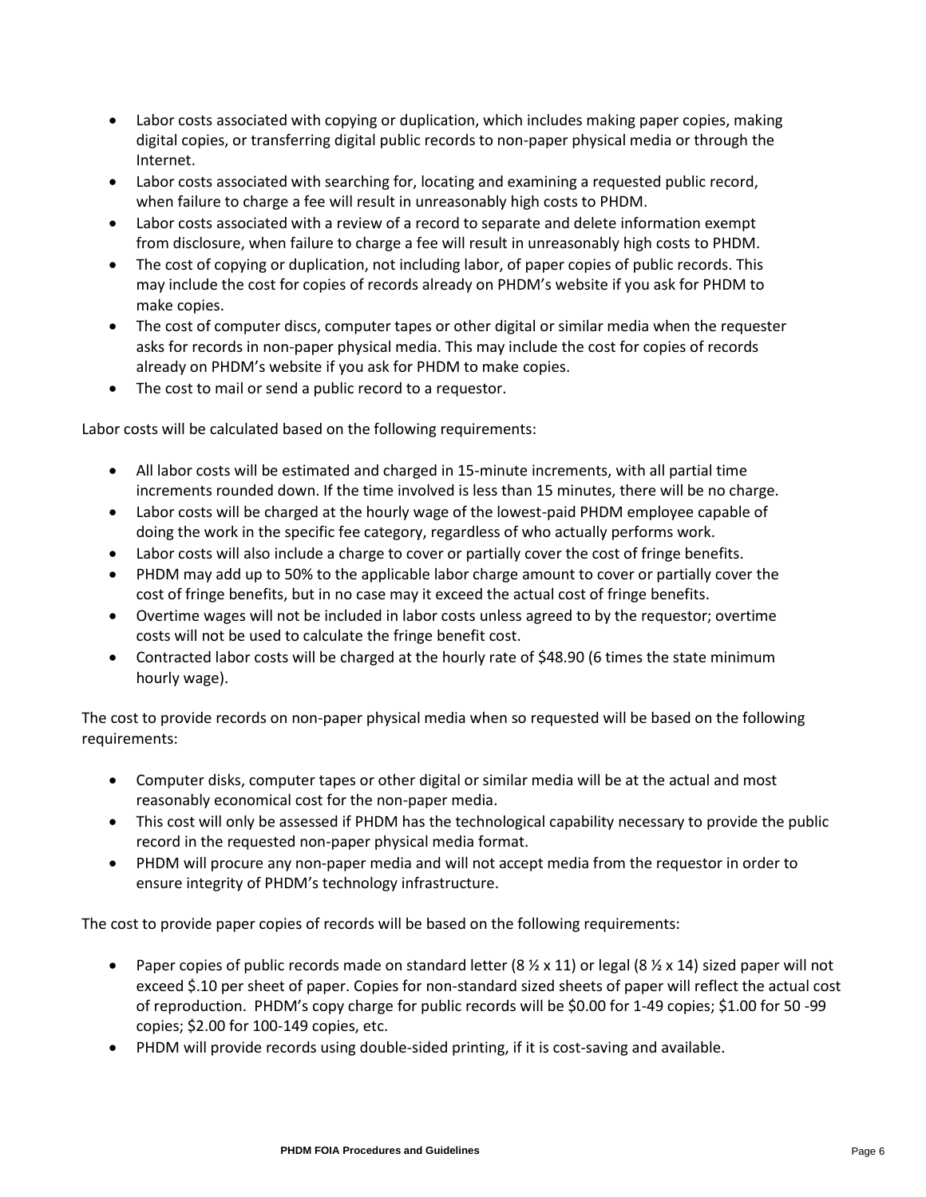- Labor costs associated with copying or duplication, which includes making paper copies, making digital copies, or transferring digital public records to non-paper physical media or through the Internet.
- Labor costs associated with searching for, locating and examining a requested public record, when failure to charge a fee will result in unreasonably high costs to PHDM.
- Labor costs associated with a review of a record to separate and delete information exempt from disclosure, when failure to charge a fee will result in unreasonably high costs to PHDM.
- The cost of copying or duplication, not including labor, of paper copies of public records. This may include the cost for copies of records already on PHDM's website if you ask for PHDM to make copies.
- The cost of computer discs, computer tapes or other digital or similar media when the requester asks for records in non-paper physical media. This may include the cost for copies of records already on PHDM's website if you ask for PHDM to make copies.
- The cost to mail or send a public record to a requestor.

Labor costs will be calculated based on the following requirements:

- All labor costs will be estimated and charged in 15-minute increments, with all partial time increments rounded down. If the time involved is less than 15 minutes, there will be no charge.
- Labor costs will be charged at the hourly wage of the lowest-paid PHDM employee capable of doing the work in the specific fee category, regardless of who actually performs work.
- Labor costs will also include a charge to cover or partially cover the cost of fringe benefits.
- PHDM may add up to 50% to the applicable labor charge amount to cover or partially cover the cost of fringe benefits, but in no case may it exceed the actual cost of fringe benefits.
- Overtime wages will not be included in labor costs unless agreed to by the requestor; overtime costs will not be used to calculate the fringe benefit cost.
- Contracted labor costs will be charged at the hourly rate of $48.90 (6 times the state minimum hourly wage).

The cost to provide records on non-paper physical media when so requested will be based on the following requirements:

- Computer disks, computer tapes or other digital or similar media will be at the actual and most reasonably economical cost for the non-paper media.
- This cost will only be assessed if PHDM has the technological capability necessary to provide the public record in the requested non-paper physical media format.
- PHDM will procure any non-paper media and will not accept media from the requestor in order to ensure integrity of PHDM's technology infrastructure.

The cost to provide paper copies of records will be based on the following requirements:

- Paper copies of public records made on standard letter (8 ½ x 11) or legal (8 ½ x 14) sized paper will not exceed $.10 per sheet of paper. Copies for non-standard sized sheets of paper will reflect the actual cost of reproduction. PHDM's copy charge for public records will be $0.00 for 1-49 copies; $1.00 for 50 -99 copies; $2.00 for 100-149 copies, etc.
- PHDM will provide records using double-sided printing, if it is cost-saving and available.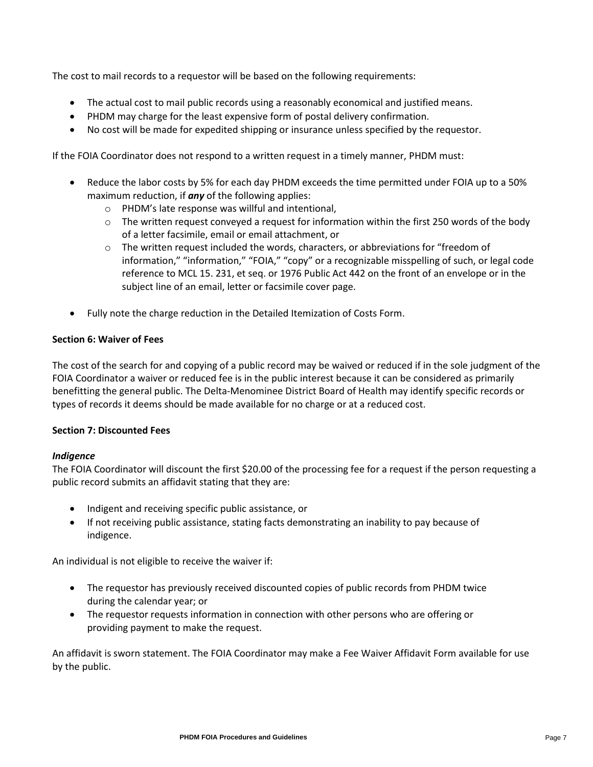The cost to mail records to a requestor will be based on the following requirements:

- The actual cost to mail public records using a reasonably economical and justified means.
- PHDM may charge for the least expensive form of postal delivery confirmation.
- No cost will be made for expedited shipping or insurance unless specified by the requestor.

If the FOIA Coordinator does not respond to a written request in a timely manner, PHDM must:

- Reduce the labor costs by 5% for each day PHDM exceeds the time permitted under FOIA up to a 50% maximum reduction, if ***any*** of the following applies:
    - PHDM's late response was willful and intentional,
    - The written request conveyed a request for information within the first 250 words of the body of a letter facsimile, email or email attachment, or
    - The written request included the words, characters, or abbreviations for "freedom of information," "information," "FOIA," "copy" or a recognizable misspelling of such, or legal code reference to MCL 15. 231, et seq. or 1976 Public Act 442 on the front of an envelope or in the subject line of an email, letter or facsimile cover page.
- Fully note the charge reduction in the Detailed Itemization of Costs Form.

**Section 6: Waiver of Fees**

The cost of the search for and copying of a public record may be waived or reduced if in the sole judgment of the FOIA Coordinator a waiver or reduced fee is in the public interest because it can be considered as primarily benefitting the general public. The Delta-Menominee District Board of Health may identify specific records or types of records it deems should be made available for no charge or at a reduced cost.

**Section 7: Discounted Fees**

***Indigence***

The FOIA Coordinator will discount the first $20.00 of the processing fee for a request if the person requesting a public record submits an affidavit stating that they are:

- Indigent and receiving specific public assistance, or
- If not receiving public assistance, stating facts demonstrating an inability to pay because of indigence.

An individual is not eligible to receive the waiver if:

- The requestor has previously received discounted copies of public records from PHDM twice during the calendar year; or
- The requestor requests information in connection with other persons who are offering or providing payment to make the request.

An affidavit is sworn statement. The FOIA Coordinator may make a Fee Waiver Affidavit Form available for use by the public.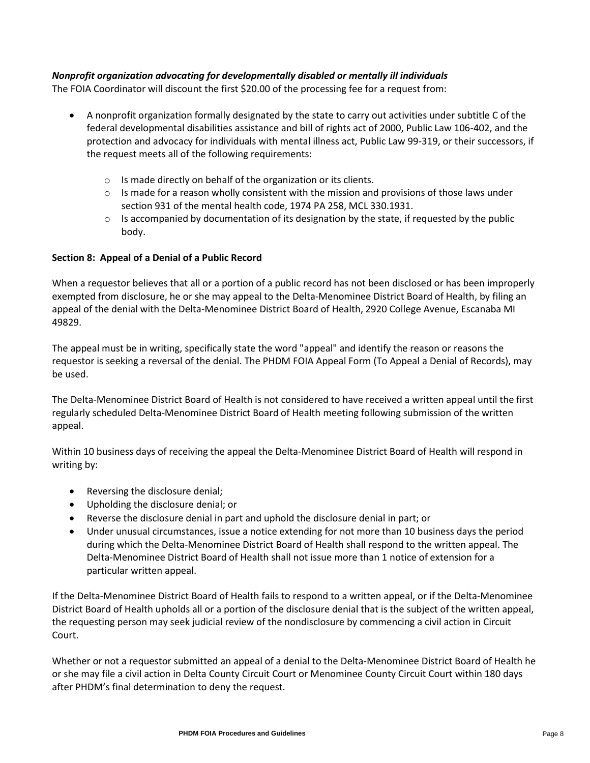***Nonprofit organization advocating for developmentally disabled or mentally ill individuals***
The FOIA Coordinator will discount the first $20.00 of the processing fee for a request from:

- A nonprofit organization formally designated by the state to carry out activities under subtitle C of the federal developmental disabilities assistance and bill of rights act of 2000, Public Law 106-402, and the protection and advocacy for individuals with mental illness act, Public Law 99-319, or their successors, if the request meets all of the following requirements:
  - Is made directly on behalf of the organization or its clients.
  - Is made for a reason wholly consistent with the mission and provisions of those laws under section 931 of the mental health code, 1974 PA 258, MCL 330.1931.
  - Is accompanied by documentation of its designation by the state, if requested by the public body.

**Section 8: Appeal of a Denial of a Public Record**

When a requestor believes that all or a portion of a public record has not been disclosed or has been improperly exempted from disclosure, he or she may appeal to the Delta-Menominee District Board of Health, by filing an appeal of the denial with the Delta-Menominee District Board of Health, 2920 College Avenue, Escanaba MI 49829.

The appeal must be in writing, specifically state the word "appeal" and identify the reason or reasons the requestor is seeking a reversal of the denial. The PHDM FOIA Appeal Form (To Appeal a Denial of Records), may be used.

The Delta-Menominee District Board of Health is not considered to have received a written appeal until the first regularly scheduled Delta-Menominee District Board of Health meeting following submission of the written appeal.

Within 10 business days of receiving the appeal the Delta-Menominee District Board of Health will respond in writing by:

- Reversing the disclosure denial;
- Upholding the disclosure denial; or
- Reverse the disclosure denial in part and uphold the disclosure denial in part; or
- Under unusual circumstances, issue a notice extending for not more than 10 business days the period during which the Delta-Menominee District Board of Health shall respond to the written appeal. The Delta-Menominee District Board of Health shall not issue more than 1 notice of extension for a particular written appeal.

If the Delta-Menominee District Board of Health fails to respond to a written appeal, or if the Delta-Menominee District Board of Health upholds all or a portion of the disclosure denial that is the subject of the written appeal, the requesting person may seek judicial review of the nondisclosure by commencing a civil action in Circuit Court.

Whether or not a requestor submitted an appeal of a denial to the Delta-Menominee District Board of Health he or she may file a civil action in Delta County Circuit Court or Menominee County Circuit Court within 180 days after PHDM's final determination to deny the request.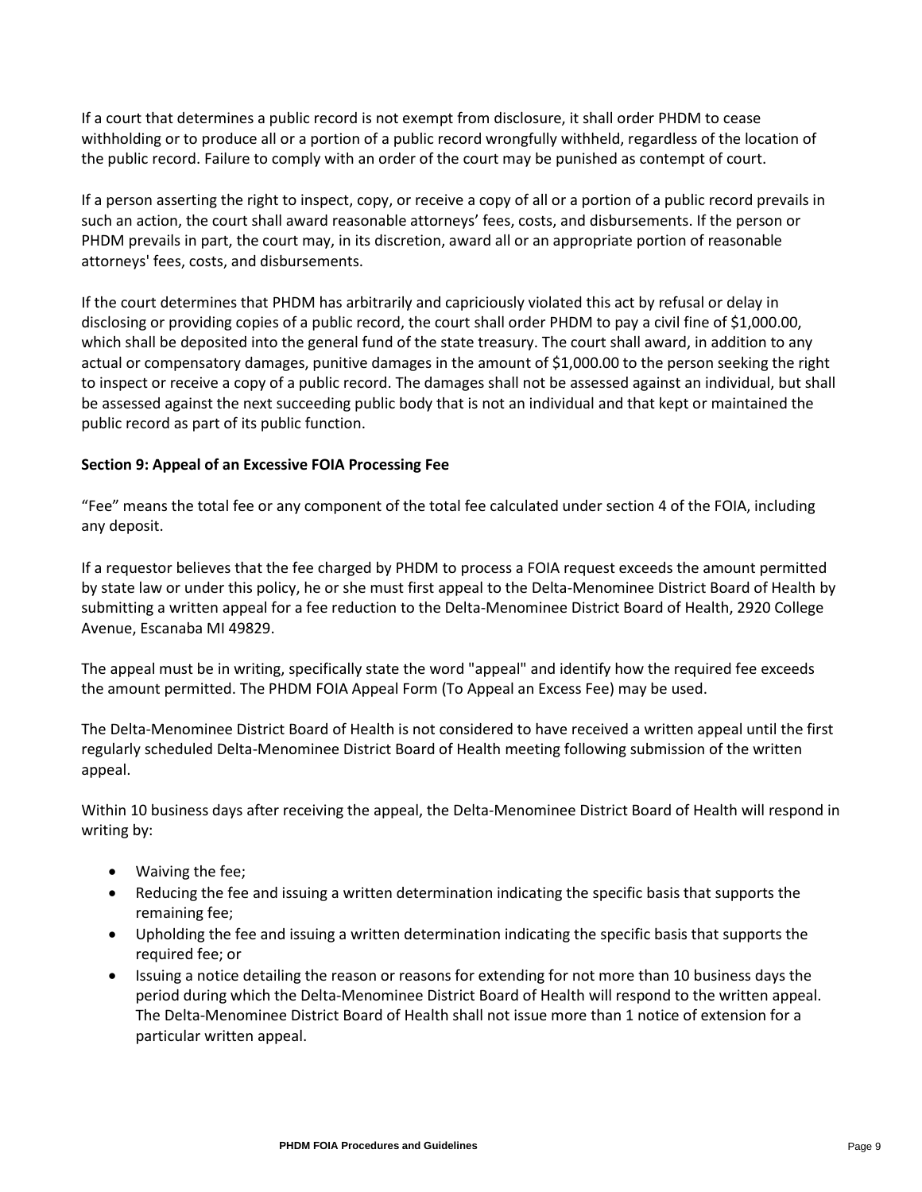If a court that determines a public record is not exempt from disclosure, it shall order PHDM to cease withholding or to produce all or a portion of a public record wrongfully withheld, regardless of the location of the public record. Failure to comply with an order of the court may be punished as contempt of court.

If a person asserting the right to inspect, copy, or receive a copy of all or a portion of a public record prevails in such an action, the court shall award reasonable attorneys' fees, costs, and disbursements. If the person or PHDM prevails in part, the court may, in its discretion, award all or an appropriate portion of reasonable attorneys' fees, costs, and disbursements.

If the court determines that PHDM has arbitrarily and capriciously violated this act by refusal or delay in disclosing or providing copies of a public record, the court shall order PHDM to pay a civil fine of $1,000.00, which shall be deposited into the general fund of the state treasury. The court shall award, in addition to any actual or compensatory damages, punitive damages in the amount of $1,000.00 to the person seeking the right to inspect or receive a copy of a public record. The damages shall not be assessed against an individual, but shall be assessed against the next succeeding public body that is not an individual and that kept or maintained the public record as part of its public function.

**Section 9: Appeal of an Excessive FOIA Processing Fee**

"Fee" means the total fee or any component of the total fee calculated under section 4 of the FOIA, including any deposit.

If a requestor believes that the fee charged by PHDM to process a FOIA request exceeds the amount permitted by state law or under this policy, he or she must first appeal to the Delta-Menominee District Board of Health by submitting a written appeal for a fee reduction to the Delta-Menominee District Board of Health, 2920 College Avenue, Escanaba MI 49829.

The appeal must be in writing, specifically state the word "appeal" and identify how the required fee exceeds the amount permitted. The PHDM FOIA Appeal Form (To Appeal an Excess Fee) may be used.

The Delta-Menominee District Board of Health is not considered to have received a written appeal until the first regularly scheduled Delta-Menominee District Board of Health meeting following submission of the written appeal.

Within 10 business days after receiving the appeal, the Delta-Menominee District Board of Health will respond in writing by:

- Waiving the fee;
- Reducing the fee and issuing a written determination indicating the specific basis that supports the remaining fee;
- Upholding the fee and issuing a written determination indicating the specific basis that supports the required fee; or
- Issuing a notice detailing the reason or reasons for extending for not more than 10 business days the period during which the Delta-Menominee District Board of Health will respond to the written appeal. The Delta-Menominee District Board of Health shall not issue more than 1 notice of extension for a particular written appeal.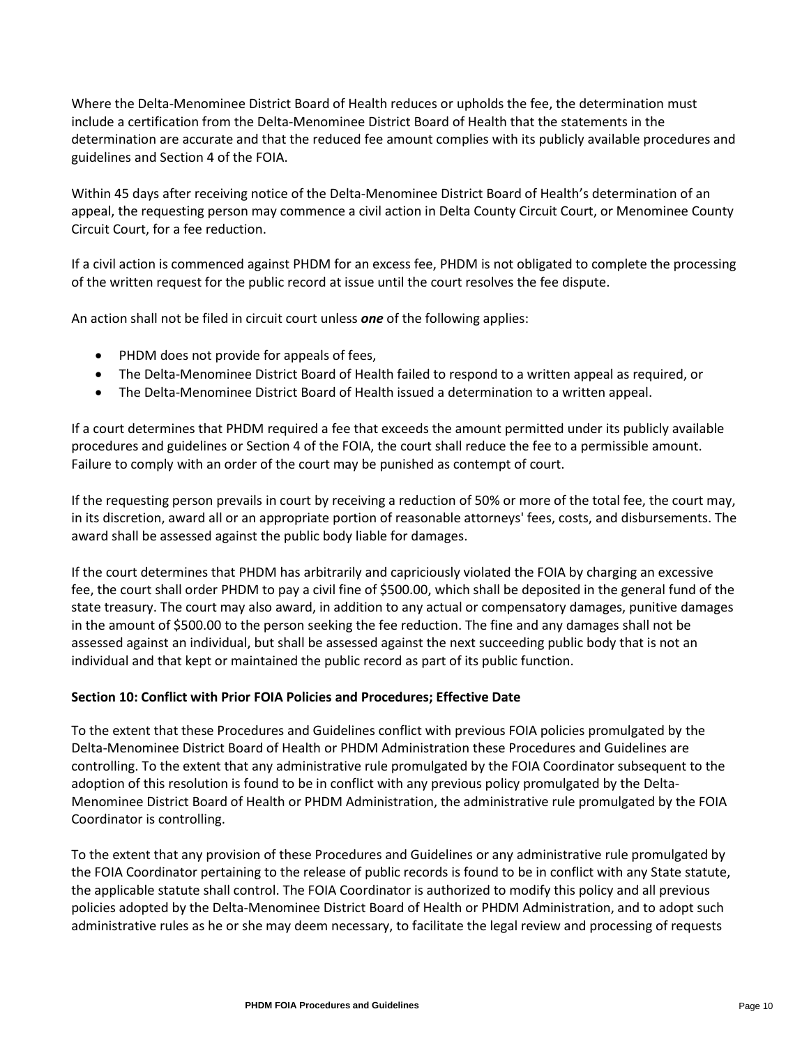Where the Delta-Menominee District Board of Health reduces or upholds the fee, the determination must include a certification from the Delta-Menominee District Board of Health that the statements in the determination are accurate and that the reduced fee amount complies with its publicly available procedures and guidelines and Section 4 of the FOIA.

Within 45 days after receiving notice of the Delta-Menominee District Board of Health's determination of an appeal, the requesting person may commence a civil action in Delta County Circuit Court, or Menominee County Circuit Court, for a fee reduction.

If a civil action is commenced against PHDM for an excess fee, PHDM is not obligated to complete the processing of the written request for the public record at issue until the court resolves the fee dispute.

An action shall not be filed in circuit court unless ***one*** of the following applies:

- PHDM does not provide for appeals of fees,
- The Delta-Menominee District Board of Health failed to respond to a written appeal as required, or
- The Delta-Menominee District Board of Health issued a determination to a written appeal.

If a court determines that PHDM required a fee that exceeds the amount permitted under its publicly available procedures and guidelines or Section 4 of the FOIA, the court shall reduce the fee to a permissible amount. Failure to comply with an order of the court may be punished as contempt of court.

If the requesting person prevails in court by receiving a reduction of 50% or more of the total fee, the court may, in its discretion, award all or an appropriate portion of reasonable attorneys' fees, costs, and disbursements. The award shall be assessed against the public body liable for damages.

If the court determines that PHDM has arbitrarily and capriciously violated the FOIA by charging an excessive fee, the court shall order PHDM to pay a civil fine of $500.00, which shall be deposited in the general fund of the state treasury. The court may also award, in addition to any actual or compensatory damages, punitive damages in the amount of $500.00 to the person seeking the fee reduction. The fine and any damages shall not be assessed against an individual, but shall be assessed against the next succeeding public body that is not an individual and that kept or maintained the public record as part of its public function.

**Section 10: Conflict with Prior FOIA Policies and Procedures; Effective Date**

To the extent that these Procedures and Guidelines conflict with previous FOIA policies promulgated by the Delta-Menominee District Board of Health or PHDM Administration these Procedures and Guidelines are controlling. To the extent that any administrative rule promulgated by the FOIA Coordinator subsequent to the adoption of this resolution is found to be in conflict with any previous policy promulgated by the Delta-Menominee District Board of Health or PHDM Administration, the administrative rule promulgated by the FOIA Coordinator is controlling.

To the extent that any provision of these Procedures and Guidelines or any administrative rule promulgated by the FOIA Coordinator pertaining to the release of public records is found to be in conflict with any State statute, the applicable statute shall control. The FOIA Coordinator is authorized to modify this policy and all previous policies adopted by the Delta-Menominee District Board of Health or PHDM Administration, and to adopt such administrative rules as he or she may deem necessary, to facilitate the legal review and processing of requests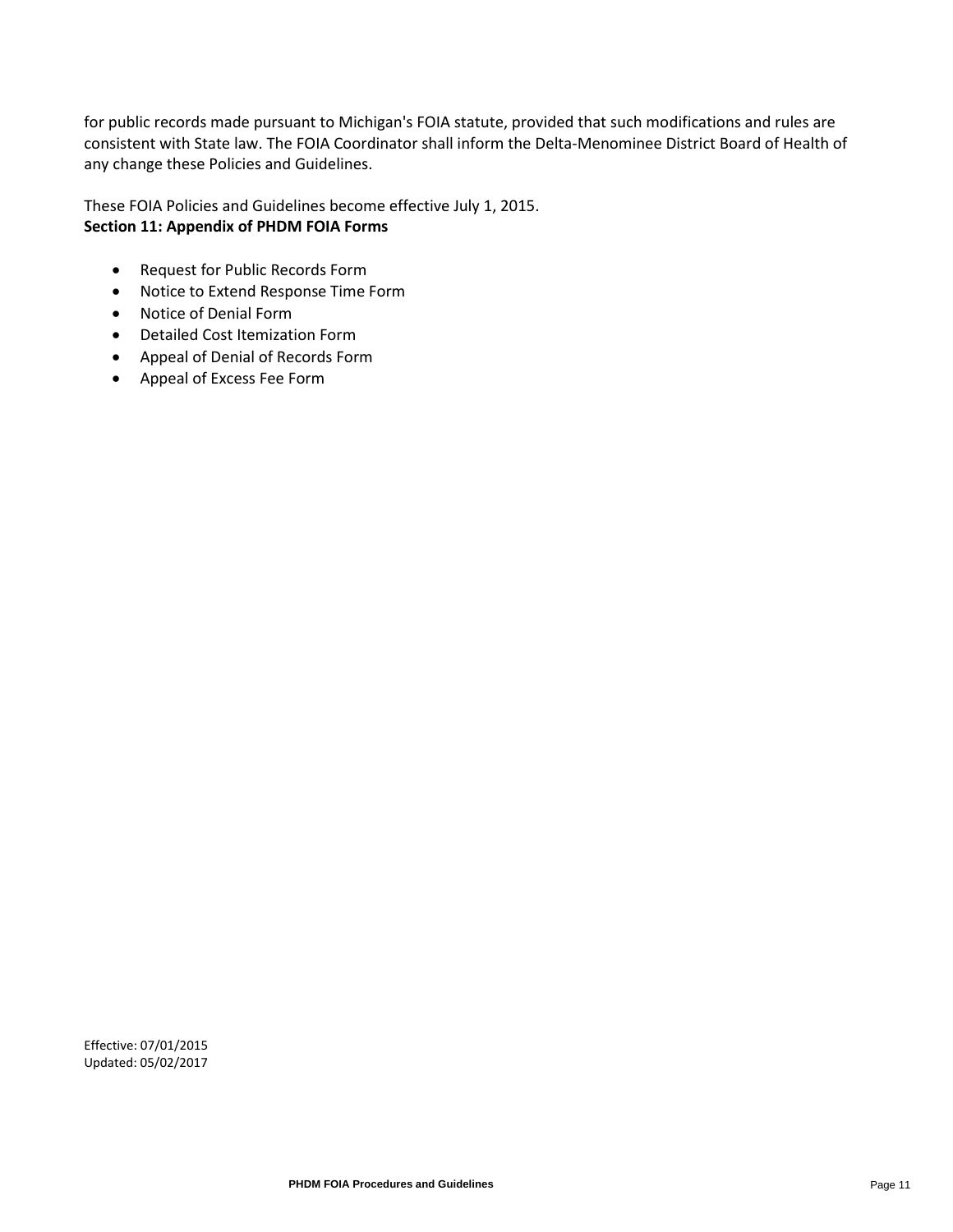for public records made pursuant to Michigan's FOIA statute, provided that such modifications and rules are consistent with State law. The FOIA Coordinator shall inform the Delta-Menominee District Board of Health of any change these Policies and Guidelines.

These FOIA Policies and Guidelines become effective July 1, 2015.

**Section 11: Appendix of PHDM FOIA Forms**

- Request for Public Records Form
- Notice to Extend Response Time Form
- Notice of Denial Form
- Detailed Cost Itemization Form
- Appeal of Denial of Records Form
- Appeal of Excess Fee Form

Effective: 07/01/2015
Updated: 05/02/2017